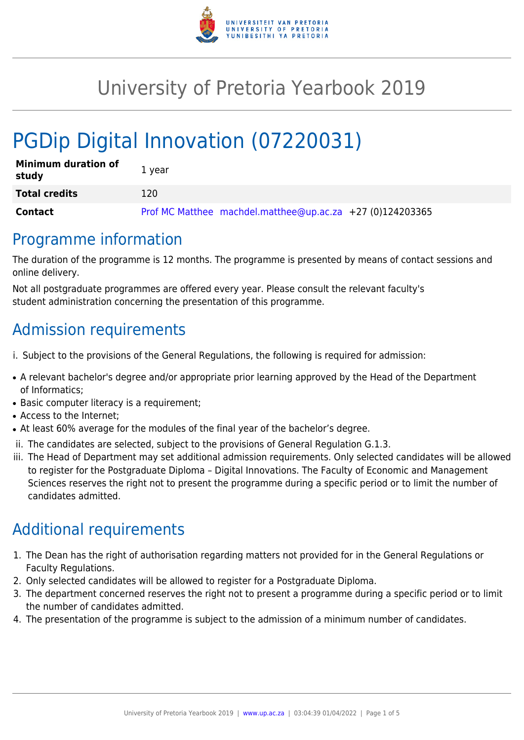# University of Pretoria Yearbook 2019

# PGDip Digital Innovation (07220031)

| | |
|---|---|
| **Minimum duration of study** | 1 year |
| **Total credits** | 120 |
| **Contact** | Prof MC Matthee machdel.matthee@up.ac.za +27 (0)124203365 |

## Programme information

The duration of the programme is 12 months. The programme is presented by means of contact sessions and online delivery.

Not all postgraduate programmes are offered every year. Please consult the relevant faculty's student administration concerning the presentation of this programme.

## Admission requirements

i. Subject to the provisions of the General Regulations, the following is required for admission:

- A relevant bachelor's degree and/or appropriate prior learning approved by the Head of the Department of Informatics;
- Basic computer literacy is a requirement;
- Access to the Internet;
- At least 60% average for the modules of the final year of the bachelor's degree.

ii. The candidates are selected, subject to the provisions of General Regulation G.1.3.

iii. The Head of Department may set additional admission requirements. Only selected candidates will be allowed to register for the Postgraduate Diploma – Digital Innovations. The Faculty of Economic and Management Sciences reserves the right not to present the programme during a specific period or to limit the number of candidates admitted.

## Additional requirements

1. The Dean has the right of authorisation regarding matters not provided for in the General Regulations or Faculty Regulations.
2. Only selected candidates will be allowed to register for a Postgraduate Diploma.
3. The department concerned reserves the right not to present a programme during a specific period or to limit the number of candidates admitted.
4. The presentation of the programme is subject to the admission of a minimum number of candidates.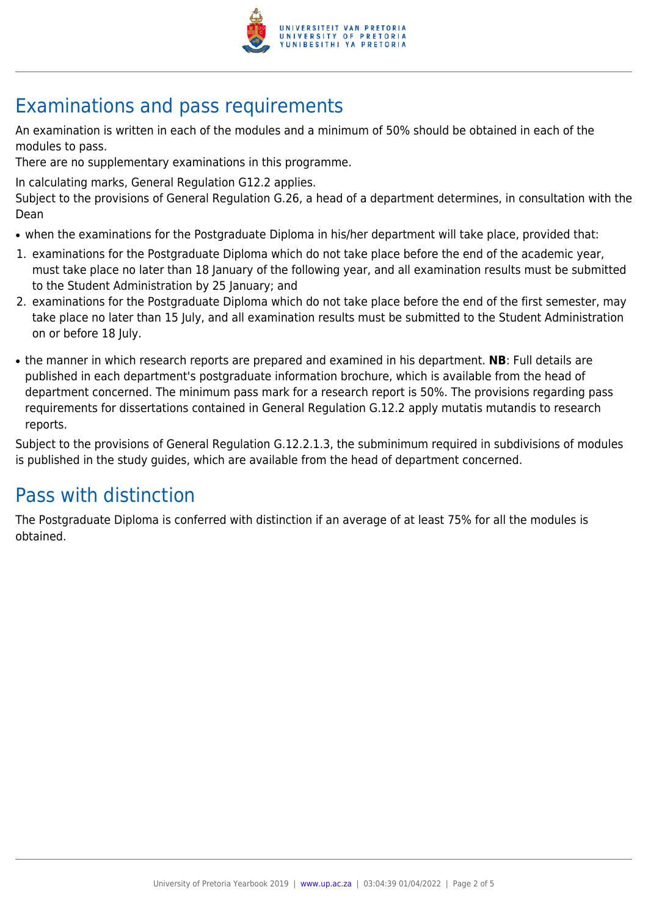## Examinations and pass requirements

An examination is written in each of the modules and a minimum of 50% should be obtained in each of the modules to pass.

There are no supplementary examinations in this programme.

In calculating marks, General Regulation G12.2 applies.

Subject to the provisions of General Regulation G.26, a head of a department determines, in consultation with the Dean

- when the examinations for the Postgraduate Diploma in his/her department will take place, provided that:

1. examinations for the Postgraduate Diploma which do not take place before the end of the academic year, must take place no later than 18 January of the following year, and all examination results must be submitted to the Student Administration by 25 January; and
2. examinations for the Postgraduate Diploma which do not take place before the end of the first semester, may take place no later than 15 July, and all examination results must be submitted to the Student Administration on or before 18 July.

- the manner in which research reports are prepared and examined in his department. **NB**: Full details are published in each department's postgraduate information brochure, which is available from the head of department concerned. The minimum pass mark for a research report is 50%. The provisions regarding pass requirements for dissertations contained in General Regulation G.12.2 apply mutatis mutandis to research reports.

Subject to the provisions of General Regulation G.12.2.1.3, the subminimum required in subdivisions of modules is published in the study guides, which are available from the head of department concerned.

## Pass with distinction

The Postgraduate Diploma is conferred with distinction if an average of at least 75% for all the modules is obtained.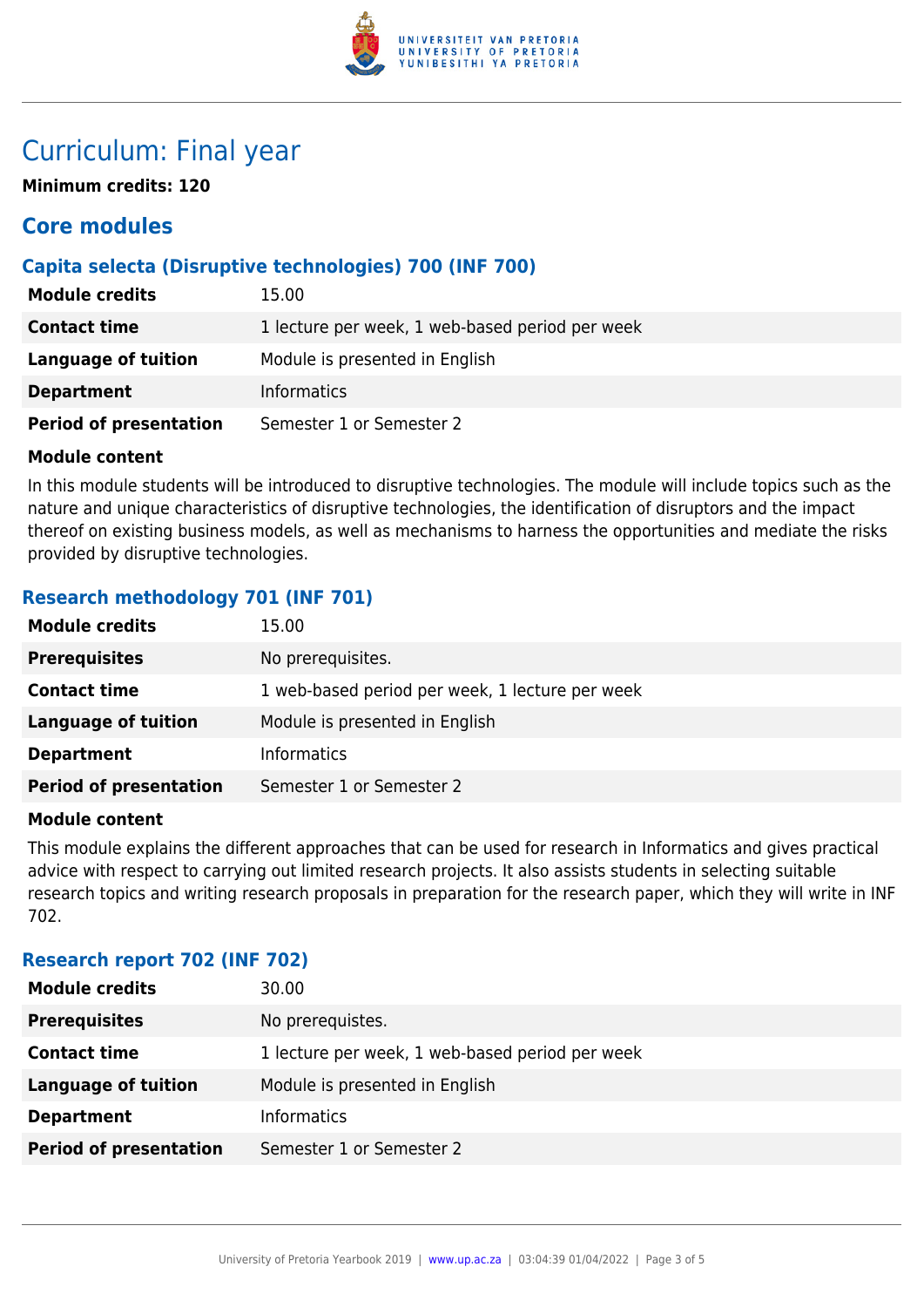# Curriculum: Final year

**Minimum credits: 120**

## Core modules

### Capita selecta (Disruptive technologies) 700 (INF 700)

| **Module credits** | 15.00 |
|---|---|
| **Contact time** | 1 lecture per week, 1 web-based period per week |
| **Language of tuition** | Module is presented in English |
| **Department** | Informatics |
| **Period of presentation** | Semester 1 or Semester 2 |

**Module content**

In this module students will be introduced to disruptive technologies. The module will include topics such as the nature and unique characteristics of disruptive technologies, the identification of disruptors and the impact thereof on existing business models, as well as mechanisms to harness the opportunities and mediate the risks provided by disruptive technologies.

### Research methodology 701 (INF 701)

| **Module credits** | 15.00 |
|---|---|
| **Prerequisites** | No prerequisites. |
| **Contact time** | 1 web-based period per week, 1 lecture per week |
| **Language of tuition** | Module is presented in English |
| **Department** | Informatics |
| **Period of presentation** | Semester 1 or Semester 2 |

**Module content**

This module explains the different approaches that can be used for research in Informatics and gives practical advice with respect to carrying out limited research projects. It also assists students in selecting suitable research topics and writing research proposals in preparation for the research paper, which they will write in INF 702.

### Research report 702 (INF 702)

| **Module credits** | 30.00 |
|---|---|
| **Prerequisites** | No prerequistes. |
| **Contact time** | 1 lecture per week, 1 web-based period per week |
| **Language of tuition** | Module is presented in English |
| **Department** | Informatics |
| **Period of presentation** | Semester 1 or Semester 2 |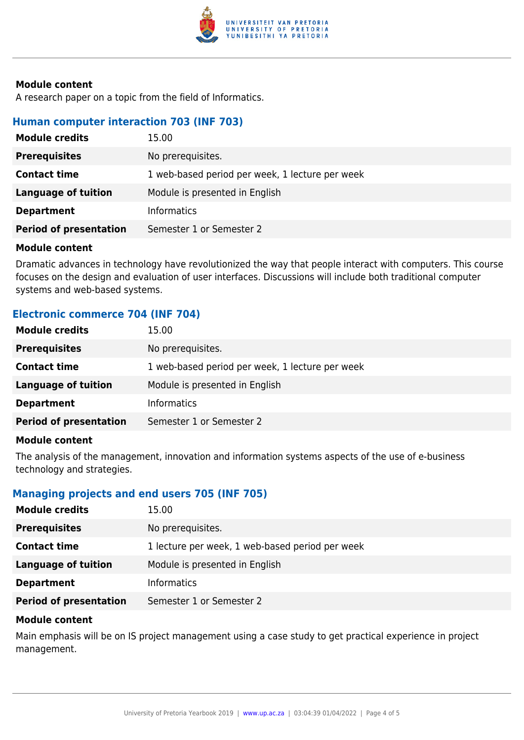**Module content**

A research paper on a topic from the field of Informatics.

### Human computer interaction 703 (INF 703)

| **Module credits** | 15.00 |
|---|---|
| **Prerequisites** | No prerequisites. |
| **Contact time** | 1 web-based period per week, 1 lecture per week |
| **Language of tuition** | Module is presented in English |
| **Department** | Informatics |
| **Period of presentation** | Semester 1 or Semester 2 |

**Module content**

Dramatic advances in technology have revolutionized the way that people interact with computers. This course focuses on the design and evaluation of user interfaces. Discussions will include both traditional computer systems and web-based systems.

### Electronic commerce 704 (INF 704)

| **Module credits** | 15.00 |
|---|---|
| **Prerequisites** | No prerequisites. |
| **Contact time** | 1 web-based period per week, 1 lecture per week |
| **Language of tuition** | Module is presented in English |
| **Department** | Informatics |
| **Period of presentation** | Semester 1 or Semester 2 |

**Module content**

The analysis of the management, innovation and information systems aspects of the use of e-business technology and strategies.

### Managing projects and end users 705 (INF 705)

| **Module credits** | 15.00 |
|---|---|
| **Prerequisites** | No prerequisites. |
| **Contact time** | 1 lecture per week, 1 web-based period per week |
| **Language of tuition** | Module is presented in English |
| **Department** | Informatics |
| **Period of presentation** | Semester 1 or Semester 2 |

**Module content**

Main emphasis will be on IS project management using a case study to get practical experience in project management.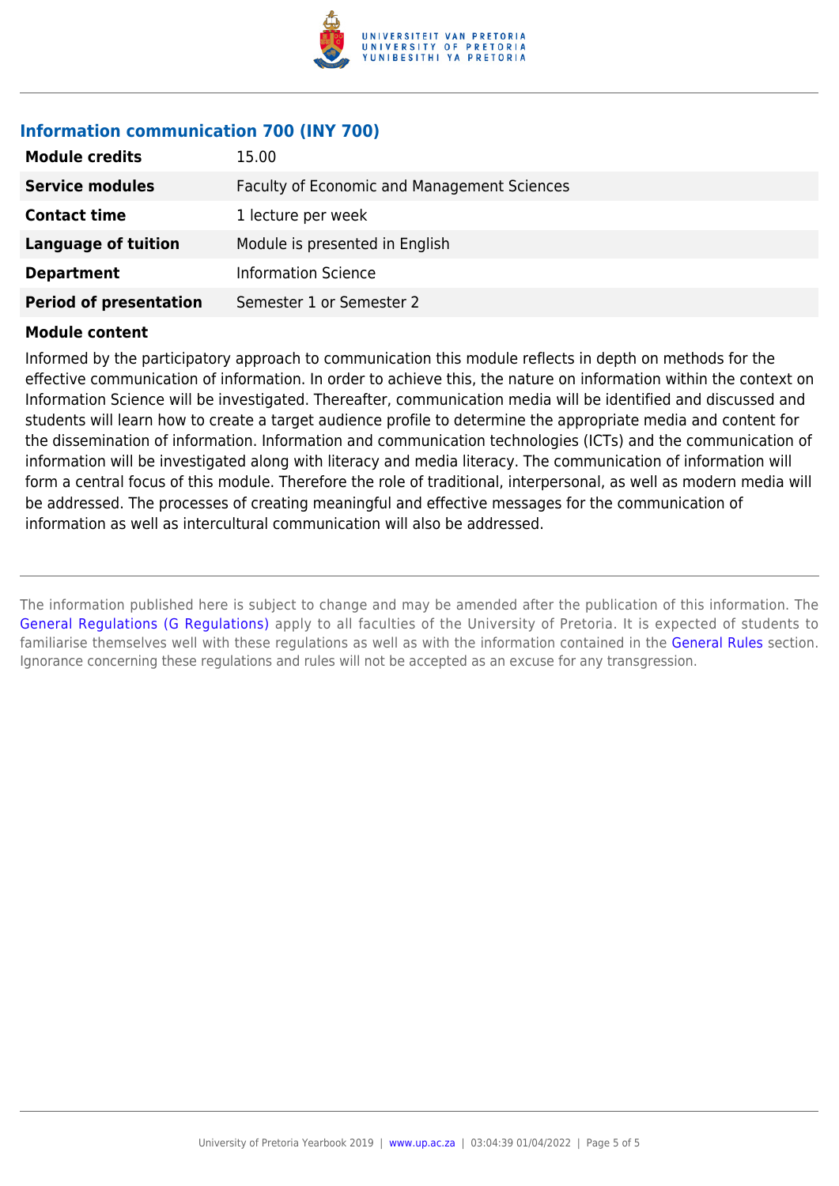## Information communication 700 (INY 700)

| | |
|---|---|
| **Module credits** | 15.00 |
| **Service modules** | Faculty of Economic and Management Sciences |
| **Contact time** | 1 lecture per week |
| **Language of tuition** | Module is presented in English |
| **Department** | Information Science |
| **Period of presentation** | Semester 1 or Semester 2 |

**Module content**

Informed by the participatory approach to communication this module reflects in depth on methods for the effective communication of information. In order to achieve this, the nature on information within the context on Information Science will be investigated. Thereafter, communication media will be identified and discussed and students will learn how to create a target audience profile to determine the appropriate media and content for the dissemination of information. Information and communication technologies (ICTs) and the communication of information will be investigated along with literacy and media literacy. The communication of information will form a central focus of this module. Therefore the role of traditional, interpersonal, as well as modern media will be addressed. The processes of creating meaningful and effective messages for the communication of information as well as intercultural communication will also be addressed.

The information published here is subject to change and may be amended after the publication of this information. The General Regulations (G Regulations) apply to all faculties of the University of Pretoria. It is expected of students to familiarise themselves well with these regulations as well as with the information contained in the General Rules section. Ignorance concerning these regulations and rules will not be accepted as an excuse for any transgression.